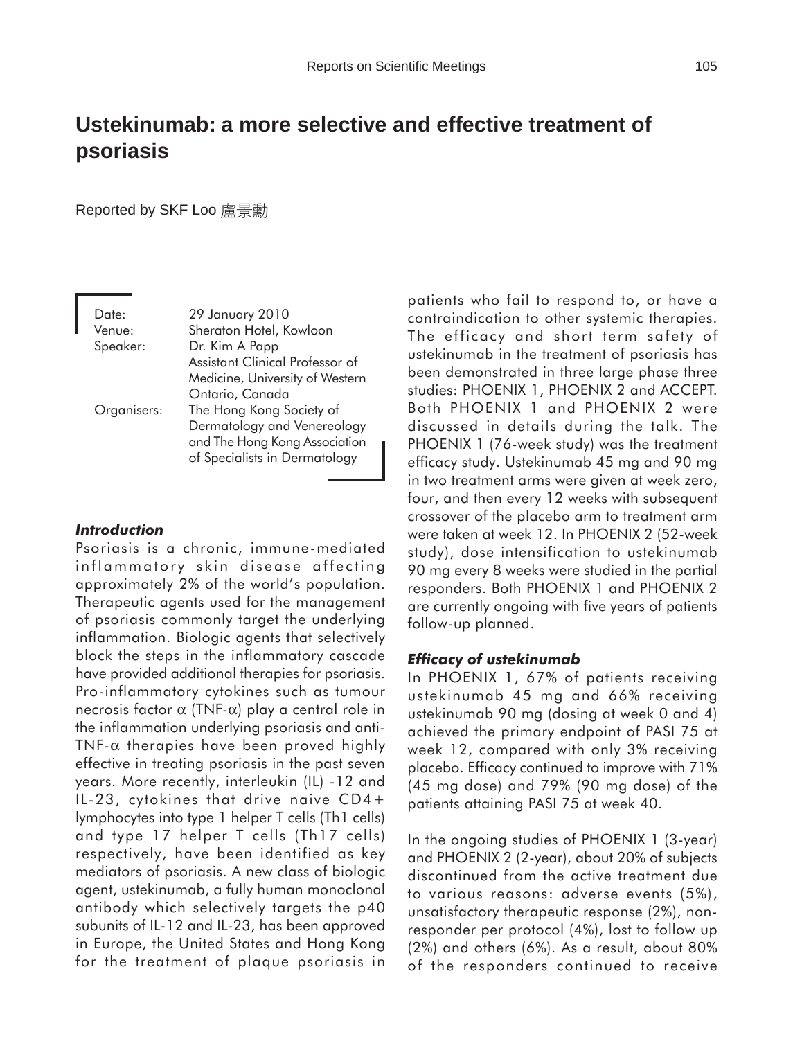# Ustekinumab: a more selective and effective treatment of psoriasis

Reported by SKF Loo 盧景勳

Date: 29 January 2010
Venue: Sheraton Hotel, Kowloon
Speaker: Dr. Kim A Papp
Assistant Clinical Professor of Medicine, University of Western Ontario, Canada
Organisers: The Hong Kong Society of Dermatology and Venereology and The Hong Kong Association of Specialists in Dermatology

### *Introduction*

Psoriasis is a chronic, immune-mediated inflammatory skin disease affecting approximately 2% of the world's population. Therapeutic agents used for the management of psoriasis commonly target the underlying inflammation. Biologic agents that selectively block the steps in the inflammatory cascade have provided additional therapies for psoriasis. Pro-inflammatory cytokines such as tumour necrosis factor $\alpha$ (TNF-$\alpha$) play a central role in the inflammation underlying psoriasis and anti-TNF-$\alpha$ therapies have been proved highly effective in treating psoriasis in the past seven years. More recently, interleukin (IL) -12 and IL-23, cytokines that drive naive CD4+ lymphocytes into type 1 helper T cells (Th1 cells) and type 17 helper T cells (Th17 cells) respectively, have been identified as key mediators of psoriasis. A new class of biologic agent, ustekinumab, a fully human monoclonal antibody which selectively targets the p40 subunits of IL-12 and IL-23, has been approved in Europe, the United States and Hong Kong for the treatment of plaque psoriasis in patients who fail to respond to, or have a contraindication to other systemic therapies. The efficacy and short term safety of ustekinumab in the treatment of psoriasis has been demonstrated in three large phase three studies: PHOENIX 1, PHOENIX 2 and ACCEPT. Both PHOENIX 1 and PHOENIX 2 were discussed in details during the talk. The PHOENIX 1 (76-week study) was the treatment efficacy study. Ustekinumab 45 mg and 90 mg in two treatment arms were given at week zero, four, and then every 12 weeks with subsequent crossover of the placebo arm to treatment arm were taken at week 12. In PHOENIX 2 (52-week study), dose intensification to ustekinumab 90 mg every 8 weeks were studied in the partial responders. Both PHOENIX 1 and PHOENIX 2 are currently ongoing with five years of patients follow-up planned.

### *Efficacy of ustekinumab*

In PHOENIX 1, 67% of patients receiving ustekinumab 45 mg and 66% receiving ustekinumab 90 mg (dosing at week 0 and 4) achieved the primary endpoint of PASI 75 at week 12, compared with only 3% receiving placebo. Efficacy continued to improve with 71% (45 mg dose) and 79% (90 mg dose) of the patients attaining PASI 75 at week 40.

In the ongoing studies of PHOENIX 1 (3-year) and PHOENIX 2 (2-year), about 20% of subjects discontinued from the active treatment due to various reasons: adverse events (5%), unsatisfactory therapeutic response (2%), non-responder per protocol (4%), lost to follow up (2%) and others (6%). As a result, about 80% of the responders continued to receive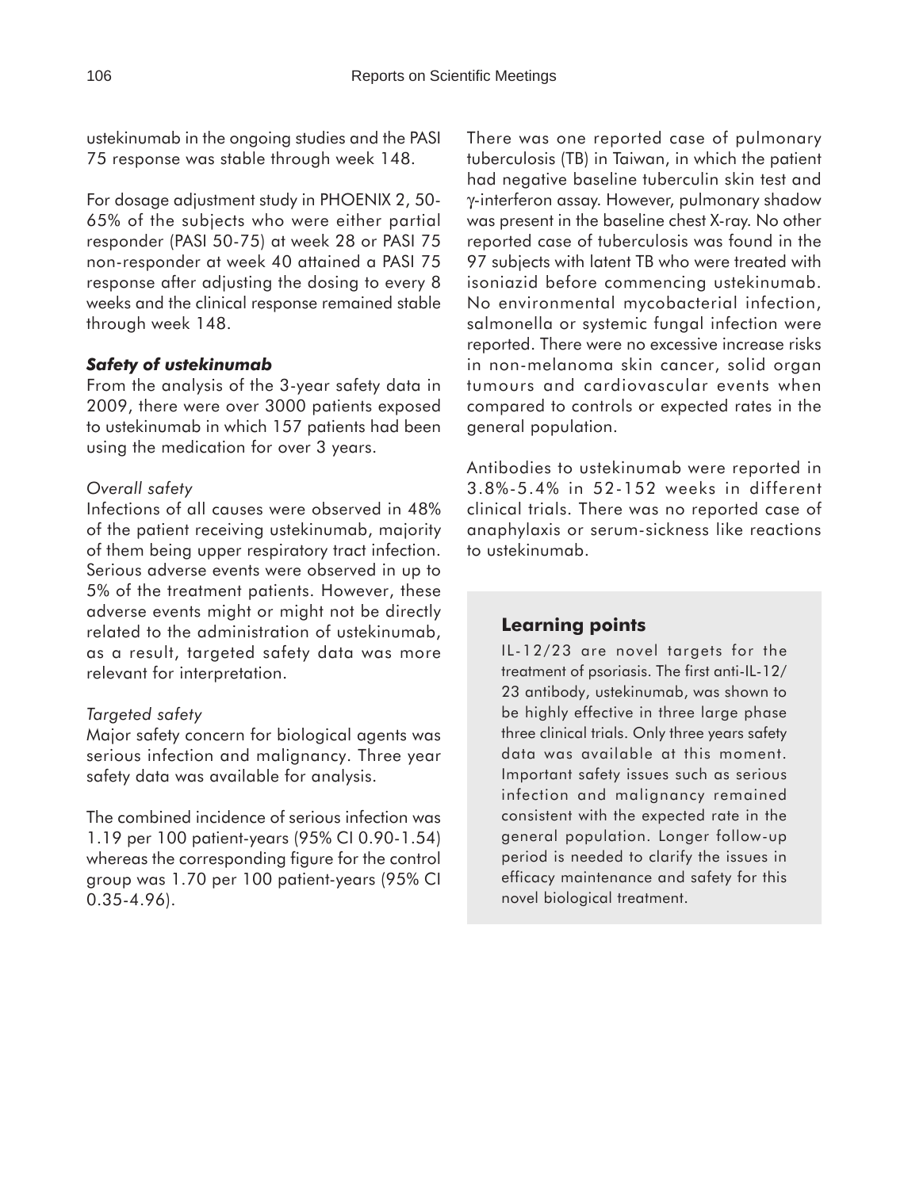ustekinumab in the ongoing studies and the PASI 75 response was stable through week 148.

For dosage adjustment study in PHOENIX 2, 50-65% of the subjects who were either partial responder (PASI 50-75) at week 28 or PASI 75 non-responder at week 40 attained a PASI 75 response after adjusting the dosing to every 8 weeks and the clinical response remained stable through week 148.

### *Safety of ustekinumab*

From the analysis of the 3-year safety data in 2009, there were over 3000 patients exposed to ustekinumab in which 157 patients had been using the medication for over 3 years.

*Overall safety*

Infections of all causes were observed in 48% of the patient receiving ustekinumab, majority of them being upper respiratory tract infection. Serious adverse events were observed in up to 5% of the treatment patients. However, these adverse events might or might not be directly related to the administration of ustekinumab, as a result, targeted safety data was more relevant for interpretation.

*Targeted safety*

Major safety concern for biological agents was serious infection and malignancy. Three year safety data was available for analysis.

The combined incidence of serious infection was 1.19 per 100 patient-years (95% CI 0.90-1.54) whereas the corresponding figure for the control group was 1.70 per 100 patient-years (95% CI 0.35-4.96).

There was one reported case of pulmonary tuberculosis (TB) in Taiwan, in which the patient had negative baseline tuberculin skin test and γ-interferon assay. However, pulmonary shadow was present in the baseline chest X-ray. No other reported case of tuberculosis was found in the 97 subjects with latent TB who were treated with isoniazid before commencing ustekinumab. No environmental mycobacterial infection, salmonella or systemic fungal infection were reported. There were no excessive increase risks in non-melanoma skin cancer, solid organ tumours and cardiovascular events when compared to controls or expected rates in the general population.

Antibodies to ustekinumab were reported in 3.8%-5.4% in 52-152 weeks in different clinical trials. There was no reported case of anaphylaxis or serum-sickness like reactions to ustekinumab.

**Learning points**

IL-12/23 are novel targets for the treatment of psoriasis. The first anti-IL-12/23 antibody, ustekinumab, was shown to be highly effective in three large phase three clinical trials. Only three years safety data was available at this moment. Important safety issues such as serious infection and malignancy remained consistent with the expected rate in the general population. Longer follow-up period is needed to clarify the issues in efficacy maintenance and safety for this novel biological treatment.